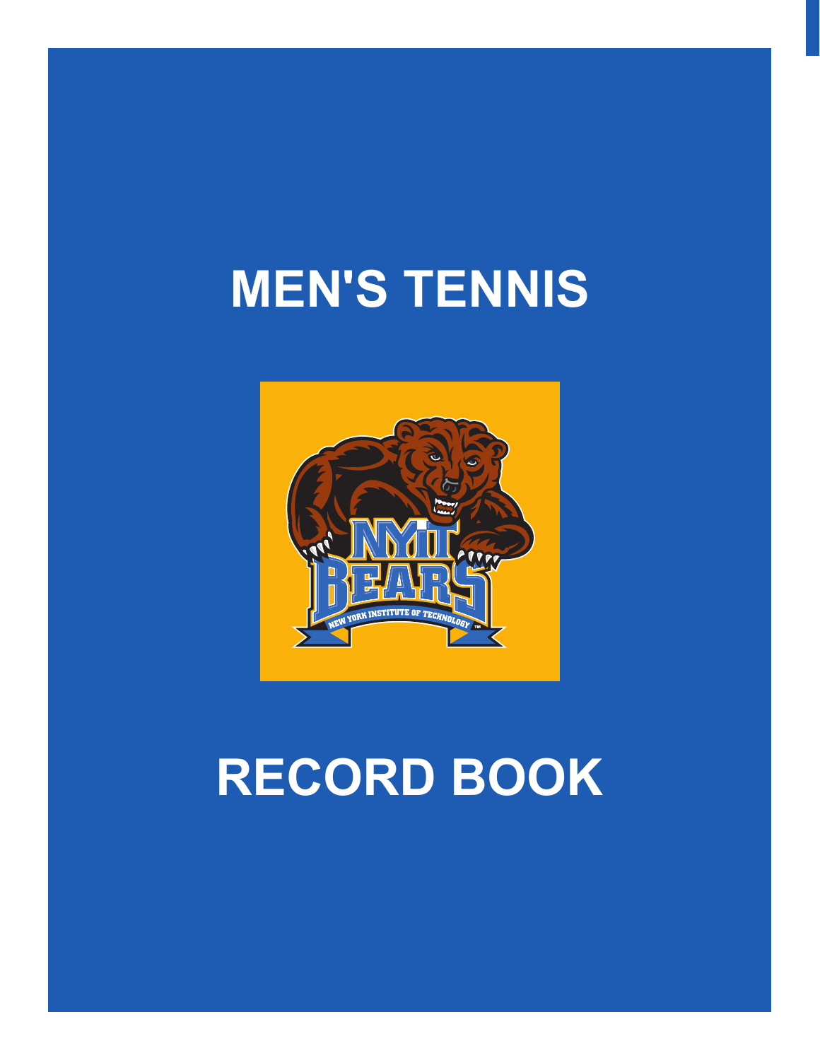# MEN'S TENNIS

# RECORD BOOK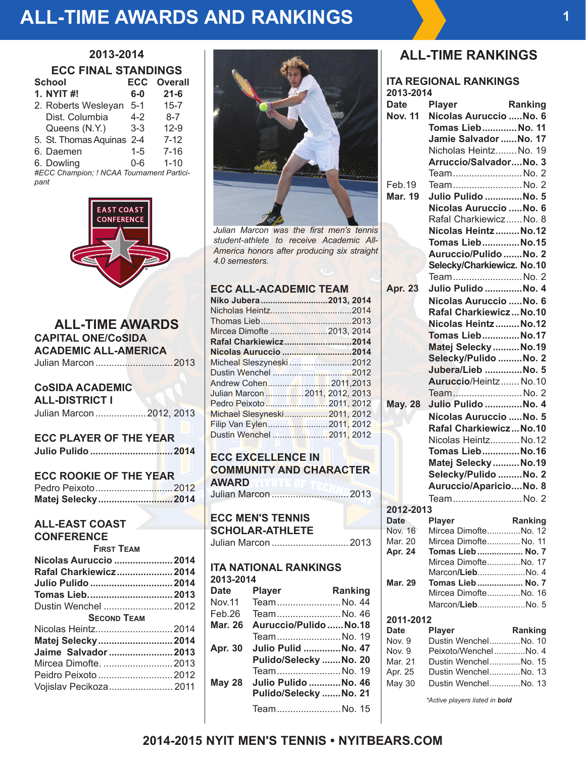# ALL-TIME AWARDS AND RANKINGS

## 2013-2014 ECC FINAL STANDINGS

| School | ECC | Overall |
|---|---|---|
| **1. NYIT #!** | **6-0** | **21-6** |
| 2. Roberts Wesleyan | 5-1 | 15-7 |
| Dist. Columbia | 4-2 | 8-7 |
| Queens (N.Y.) | 3-3 | 12-9 |
| 5. St. Thomas Aquinas | 2-4 | 7-12 |
| 6. Daemen | 1-5 | 7-16 |
| 6. Dowling | 0-6 | 1-10 |

*#ECC Champion; ! NCAA Tournament Participant*

## ALL-TIME AWARDS

### CAPITAL ONE/CoSIDA ACADEMIC ALL-AMERICA
Julian Marcon .............................2013

### CoSIDA ACADEMIC ALL-DISTRICT I
Julian Marcon ...................2012, 2013

### ECC PLAYER OF THE YEAR
**Julio Pulido ...............................2014**

### ECC ROOKIE OF THE YEAR
Pedro Peixoto.............................2012
**Matej Selecky............................2014**

### ALL-EAST COAST CONFERENCE

**First Team**

**Nicolas Auruccio ......................2014**
**Rafal Charkiewicz.....................2014**
**Julio Pulido ...............................2014**
**Tomas Lieb...............................2013**
Dustin Wenchel ..........................2012

**Second Team**

Nicolas Heintz.............................2014
**Matej Selecky............................2014**
**Jaime Salvador ........................2013**
Mircea Dimofte. ..........................2013
Peidro Peixoto ............................2012
Vojislav Pecikoza........................2011

*Julian Marcon was the first men's tennis student-athlete to receive Academic All-America honors after producing six straight 4.0 semesters.*

### ECC ALL-ACADEMIC TEAM
**Niko Jubera...........................2013, 2014**
Nicholas Heintz.................................2014
Thomas Lieb.....................................2013
Mircea Dimofte ........................2013, 2014
**Rafal Charkiewicz...........................2014**
**Nicolas Auruccio .............................2014**
Micheal Sleszyneski..........................2012
Dustin Wenchel ................................2012
Andrew Cohen..........................2011,2013
Julian Marcon ................2011, 2012, 2013
Pedro Peixoto..........................2011, 2012
Michael Slesyneski..................2011, 2012
Filip Van Eylen.........................2011, 2012
Dustin Wenchel .......................2011, 2012

### ECC EXCELLENCE IN COMMUNITY AND CHARACTER AWARD
Julian Marcon ............................2013

### ECC MEN'S TENNIS SCHOLAR-ATHLETE
Julian Marcon ............................2013

### ITA NATIONAL RANKINGS

**2013-2014**

| Date | Player | Ranking |
|---|---|---|
| Nov.11 | Team | No. 44 |
| Feb.26 | Team | No. 46 |
| **Mar. 26** | **Auruccio/Pulido** | **No.18** |
| | Team | No. 19 |
| **Apr. 30** | **Julio Pulid** | **No. 47** |
| | **Pulido/Selecky** | **No. 20** |
| | Team | No. 19 |
| **May 28** | **Julio Pulido** | **No. 46** |
| | **Pulido/Selecky** | **No. 21** |
| | Team | No. 15 |

## ALL-TIME RANKINGS

### ITA REGIONAL RANKINGS

**2013-2014**

| Date | Player | Ranking |
|---|---|---|
| **Nov. 11** | **Nicolas Auruccio** | **No. 6** |
| | **Tomas Lieb** | **No. 11** |
| | **Jamie Salvador** | **No. 17** |
| | Nicholas Heintz | No. 19 |
| | **Arruccio/Salvador** | **No. 3** |
| | Team | No. 2 |
| Feb.19 | Team | No. 2 |
| **Mar. 19** | **Julio Pulido** | **No. 5** |
| | **Nicolas Auruccio** | **No. 6** |
| | Rafal Charkiewicz | No. 8 |
| | **Nicolas Heintz** | **No.12** |
| | **Tomas Lieb** | **No.15** |
| | **Auruccio/Pulido** | **No. 2** |
| | **Selecky/Charkiewicz.** | **No.10** |
| | Team | No. 2 |
| **Apr. 23** | **Julio Pulido** | **No. 4** |
| | **Nicolas Auruccio** | **No. 6** |
| | **Rafal Charkiewicz** | **No.10** |
| | **Nicolas Heintz** | **No.12** |
| | **Tomas Lieb** | **No.17** |
| | **Matej Selecky** | **No.19** |
| | **Selecky/Pulido** | **No. 2** |
| | **Jubera/Lieb** | **No. 5** |
| | **Auruccio**/Heintz | No.10 |
| | Team | No. 2 |
| **May. 28** | **Julio Pulido** | **No. 4** |
| | **Nicolas Auruccio** | **No. 5** |
| | **Rafal Charkiewicz** | **No.10** |
| | Nicolas Heintz | No.12 |
| | **Tomas Lieb** | **No.16** |
| | **Matej Selecky** | **No.19** |
| | **Selecky/Pulido** | **No. 2** |
| | **Auruccio/Aparicio** | **No. 8** |
| | Team | No. 2 |

**2012-2013**

| Date | Player | Ranking |
|---|---|---|
| Nov. 16 | Mircea Dimofte | No. 12 |
| Mar. 20 | Mircea Dimofte | No. 11 |
| **Apr. 24** | **Tomas Lieb** | **No. 7** |
| | Mircea Dimofte | No. 17 |
| | Marcon/**Lieb** | No. 4 |
| **Mar. 29** | **Tomas Lieb** | **No. 7** |
| | Mircea Dimofte | No. 16 |
| | Marcon/**Lieb** | No. 5 |

**2011-2012**

| Date | Player | Ranking |
|---|---|---|
| Nov. 9 | Dustin Wenchel | No. 10 |
| Nov. 9 | Peixoto/Wenchel | No. 4 |
| Mar. 21 | Dustin Wenchel | No. 15 |
| Apr. 25 | Dustin Wenchel | No. 13 |
| May 30 | Dustin Wenchel | No. 13 |

*\*Active players listed in **bold***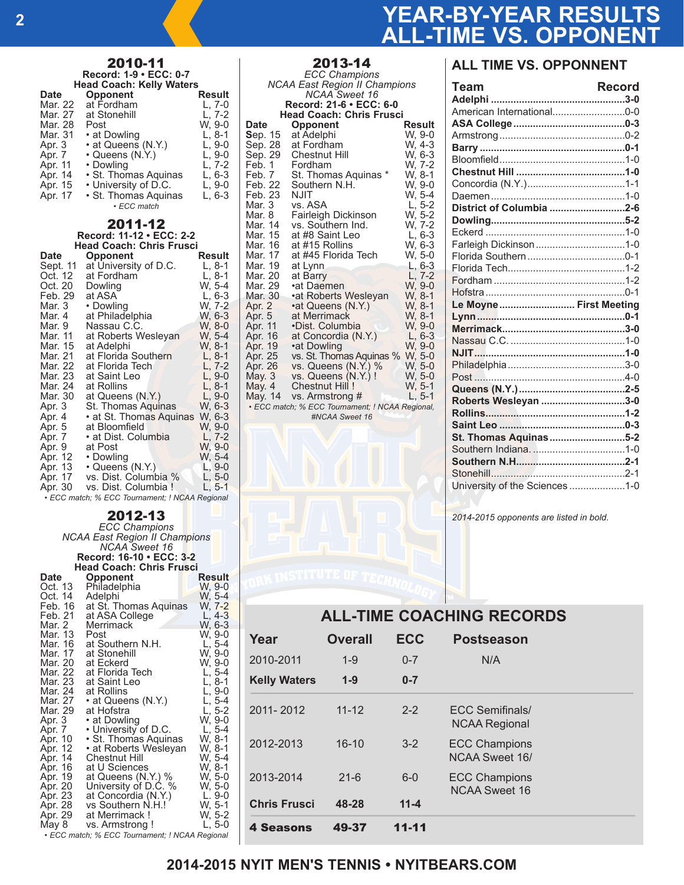# YEAR-BY-YEAR RESULTS
# ALL-TIME VS. OPPONENT

## 2010-11

**Record: 1-9 • ECC: 0-7**
**Head Coach: Kelly Waters**

| Date | Opponent | Result |
|---|---|---|
| Mar. 22 | at Fordham | L, 7-0 |
| Mar. 27 | at Stonehill | L, 7-2 |
| Mar. 28 | Post | W, 9-0 |
| Mar. 31 | • at Dowling | L, 8-1 |
| Apr. 3 | • at Queens (N.Y.) | L, 9-0 |
| Apr. 7 | • Queens (N.Y.) | L, 9-0 |
| Apr. 11 | • Dowling | L, 7-2 |
| Apr. 14 | • St. Thomas Aquinas | L, 6-3 |
| Apr. 15 | • University of D.C. | L, 9-0 |
| Apr. 17 | • St. Thomas Aquinas | L, 6-3 |

*• ECC match*

## 2011-12

**Record: 11-12 • ECC: 2-2**
**Head Coach: Chris Frusci**

| Date | Opponent | Result |
|---|---|---|
| Sept. 11 | at University of D.C. | L, 8-1 |
| Oct. 12 | at Fordham | L, 8-1 |
| Oct. 20 | Dowling | W, 5-4 |
| Feb. 29 | at ASA | L, 6-3 |
| Mar. 3 | • Dowling | W, 7-2 |
| Mar. 4 | at Philadelphia | W, 6-3 |
| Mar. 9 | Nassau C.C. | W, 8-0 |
| Mar. 11 | at Roberts Wesleyan | W, 5-4 |
| Mar. 15 | at Adelphi | W, 8-1 |
| Mar. 21 | at Florida Southern | L, 8-1 |
| Mar. 22 | at Florida Tech | L, 7-2 |
| Mar. 23 | at Saint Leo | L, 9-0 |
| Mar. 24 | at Rollins | L, 8-1 |
| Mar. 30 | at Queens (N.Y.) | L, 9-0 |
| Apr. 3 | St. Thomas Aquinas | W, 6-3 |
| Apr. 4 | • at St. Thomas Aquinas | W, 6-3 |
| Apr. 5 | at Bloomfield | W, 9-0 |
| Apr. 7 | • at Dist. Columbia | L, 7-2 |
| Apr. 9 | at Post | W, 9-0 |
| Apr. 12 | • Dowling | W, 5-4 |
| Apr. 13 | • Queens (N.Y.) | L, 9-0 |
| Apr. 17 | vs. Dist. Columbia % | L, 5-0 |
| Apr. 30 | vs. Dist. Columbia ! | L, 5-1 |

*• ECC match; % ECC Tournament; ! NCAA Regional*

## 2012-13

*ECC Champions*
*NCAA East Region II Champions*
*NCAA Sweet 16*
**Record: 16-10 • ECC: 3-2**
**Head Coach: Chris Frusci**

| Date | Opponent | Result |
|---|---|---|
| Oct. 13 | Philadelphia | W, 9-0 |
| Oct. 14 | Adelphi | W, 5-4 |
| Feb. 16 | at St. Thomas Aquinas | W, 7-2 |
| Feb. 21 | at ASA College | L, 4-3 |
| Mar. 2 | Merrimack | W, 6-3 |
| Mar. 13 | Post | W, 9-0 |
| Mar. 16 | at Southern N.H. | L, 5-4 |
| Mar. 17 | at Stonehill | W, 9-0 |
| Mar. 20 | at Eckerd | W, 9-0 |
| Mar. 22 | at Florida Tech | L, 5-4 |
| Mar. 23 | at Saint Leo | L, 8-1 |
| Mar. 24 | at Rollins | L, 9-0 |
| Mar. 27 | • at Queens (N.Y.) | L, 5-4 |
| Mar. 29 | at Hofstra | L, 5-2 |
| Apr. 3 | • at Dowling | W, 9-0 |
| Apr. 7 | • University of D.C. | L, 5-4 |
| Apr. 10 | • St. Thomas Aquinas | W, 8-1 |
| Apr. 12 | • at Roberts Wesleyan | W, 8-1 |
| Apr. 14 | Chestnut Hill | W, 5-4 |
| Apr. 16 | at U Sciences | W, 8-1 |
| Apr. 19 | at Queens (N.Y.) % | W, 5-0 |
| Apr. 20 | University of D.C. % | W, 5-0 |
| Apr. 23 | at Concordia (N.Y.) | L. 9-0 |
| Apr. 28 | vs Southern N.H.! | W, 5-1 |
| Apr. 29 | at Merrimack ! | W, 5-2 |
| May 8 | vs. Armstrong ! | L, 5-0 |

*• ECC match; % ECC Tournament; ! NCAA Regional*

## 2013-14

*ECC Champions*
*NCAA East Region II Champions*
*NCAA Sweet 16*
**Record: 21-6 • ECC: 6-0**
**Head Coach: Chris Frusci**

| Date | Opponent | Result |
|---|---|---|
| Sep. 15 | at Adelphi | W, 9-0 |
| Sep. 28 | at Fordham | W, 4-3 |
| Sep. 29 | Chestnut Hill | W, 6-3 |
| Feb. 1 | Fordham | W, 7-2 |
| Feb. 7 | St. Thomas Aquinas * | W, 8-1 |
| Feb. 22 | Southern N.H. | W, 9-0 |
| Feb. 23 | NJIT | W, 5-4 |
| Mar. 3 | vs. ASA | L, 5-2 |
| Mar. 8 | Fairleigh Dickinson | W, 5-2 |
| Mar. 14 | vs. Southern Ind. | W, 7-2 |
| Mar. 15 | at #8 Saint Leo | L, 6-3 |
| Mar. 16 | at #15 Rollins | W, 6-3 |
| Mar. 17 | at #45 Florida Tech | W, 5-0 |
| Mar. 19 | at Lynn | L, 6-3 |
| Mar. 20 | at Barry | L, 7-2 |
| Mar. 29 | •at Daemen | W, 9-0 |
| Mar. 30 | •at Roberts Wesleyan | W, 8-1 |
| Apr. 2 | •at Queens (N.Y.) | W, 8-1 |
| Apr. 5 | at Merrimack | W, 8-1 |
| Apr. 11 | •Dist. Columbia | W, 9-0 |
| Apr. 16 | at Concordia (N.Y.) | L, 6-3 |
| Apr. 19 | •at Dowling | W, 9-0 |
| Apr. 25 | vs. St. Thomas Aquinas % | W, 5-0 |
| Apr. 26 | vs. Queens (N.Y.) % | W, 5-0 |
| May. 3 | vs. Queens (N.Y.) ! | W, 5-0 |
| May. 4 | Chestnut Hill ! | W, 5-1 |
| May. 14 | vs. Armstrong # | L, 5-1 |

*• ECC match; % ECC Tournament; ! NCAA Regional, #NCAA Sweet 16*

## ALL TIME VS. OPPONNENT

| Team | Record |
|---|---|
| **Adelphi** | **3-0** |
| American International | 0-0 |
| **ASA College** | **0-3** |
| Armstrong | 0-2 |
| **Barry** | **0-1** |
| Bloomfield | 1-0 |
| **Chestnut Hill** | **1-0** |
| Concordia (N.Y.) | 1-1 |
| Daemen | 1-0 |
| **District of Columbia** | **2-6** |
| **Dowling** | **5-2** |
| Eckerd | 1-0 |
| Farleigh Dickinson | 1-0 |
| Florida Southern | 0-1 |
| Florida Tech | 1-2 |
| Fordham | 1-2 |
| Hofstra | 0-1 |
| **Le Moyne** | **First Meeting** |
| **Lynn** | **0-1** |
| **Merrimack** | **3-0** |
| Nassau C.C. | 1-0 |
| **NJIT** | **1-0** |
| Philadelphia | 3-0 |
| Post | 4-0 |
| **Queens (N.Y.)** | **2-5** |
| **Roberts Wesleyan** | **3-0** |
| **Rollins** | **1-2** |
| **Saint Leo** | **0-3** |
| **St. Thomas Aquinas** | **5-2** |
| Southern Indiana. | 1-0 |
| **Southern N.H.** | **2-1** |
| Stonehill | 2-1 |
| University of the Sciences | 1-0 |

*2014-2015 opponents are listed in bold.*

## ALL-TIME COACHING RECORDS

| Year | Overall | ECC | Postseason |
|---|---|---|---|
| 2010-2011 | 1-9 | 0-7 | N/A |
| **Kelly Waters** | **1-9** | **0-7** | |
| 2011- 2012 | 11-12 | 2-2 | ECC Semifinals/ NCAA Regional |
| 2012-2013 | 16-10 | 3-2 | ECC Champions NCAA Sweet 16/ |
| 2013-2014 | 21-6 | 6-0 | ECC Champions NCAA Sweet 16 |
| **Chris Frusci** | **48-28** | **11-4** | |
| **4 Seasons** | **49-37** | **11-11** | |